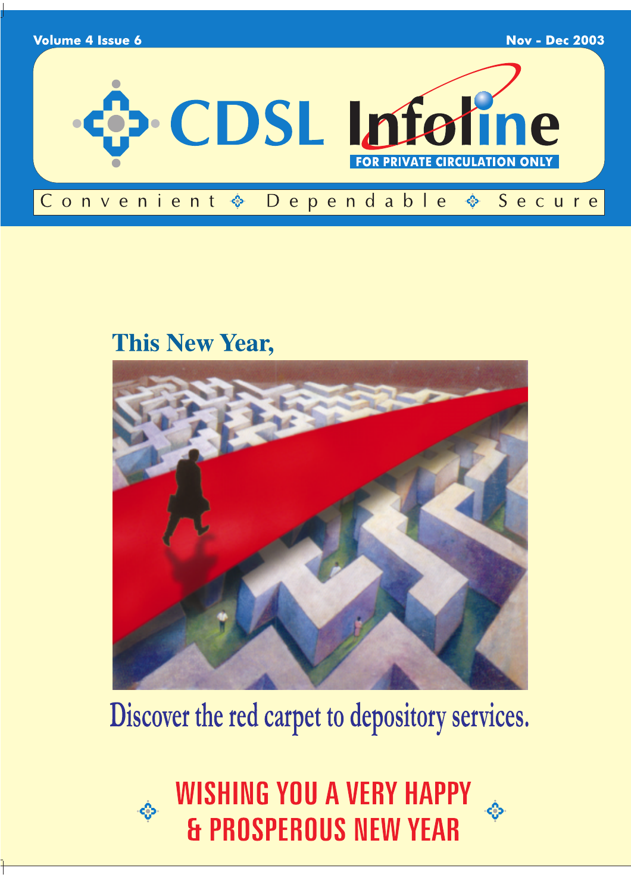Volume 4 Issue 6

Nov - Dec 2003

# CDSL Infoline

FOR PRIVATE CIRCULATION ONLY

Convenient ❖ Dependable ❖ Secure

## This New Year,

Discover the red carpet to depository services.

## WISHING YOU A VERY HAPPY & PROSPEROUS NEW YEAR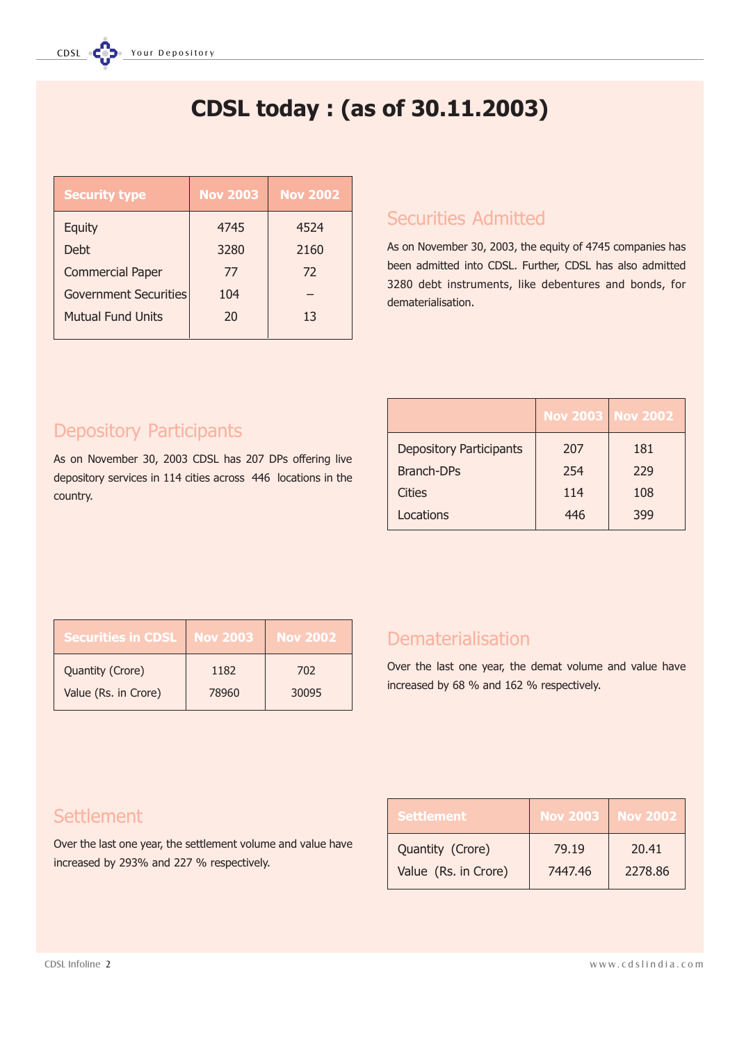# CDSL today : (as of 30.11.2003)

| Security type | Nov 2003 | Nov 2002 |
|---|---|---|
| Equity | 4745 | 4524 |
| Debt | 3280 | 2160 |
| Commercial Paper | 77 | 72 |
| Government Securities | 104 | – |
| Mutual Fund Units | 20 | 13 |

## Securities Admitted

As on November 30, 2003, the equity of 4745 companies has been admitted into CDSL. Further, CDSL has also admitted 3280 debt instruments, like debentures and bonds, for dematerialisation.

## Depository Participants

As on November 30, 2003 CDSL has 207 DPs offering live depository services in 114 cities across 446 locations in the country.

| | Nov 2003 | Nov 2002 |
|---|---|---|
| Depository Participants | 207 | 181 |
| Branch-DPs | 254 | 229 |
| Cities | 114 | 108 |
| Locations | 446 | 399 |

| Securities in CDSL | Nov 2003 | Nov 2002 |
|---|---|---|
| Quantity (Crore) | 1182 | 702 |
| Value (Rs. in Crore) | 78960 | 30095 |

## Dematerialisation

Over the last one year, the demat volume and value have increased by 68 % and 162 % respectively.

## Settlement

Over the last one year, the settlement volume and value have increased by 293% and 227 % respectively.

| Settlement | Nov 2003 | Nov 2002 |
|---|---|---|
| Quantity (Crore) | 79.19 | 20.41 |
| Value (Rs. in Crore) | 7447.46 | 2278.86 |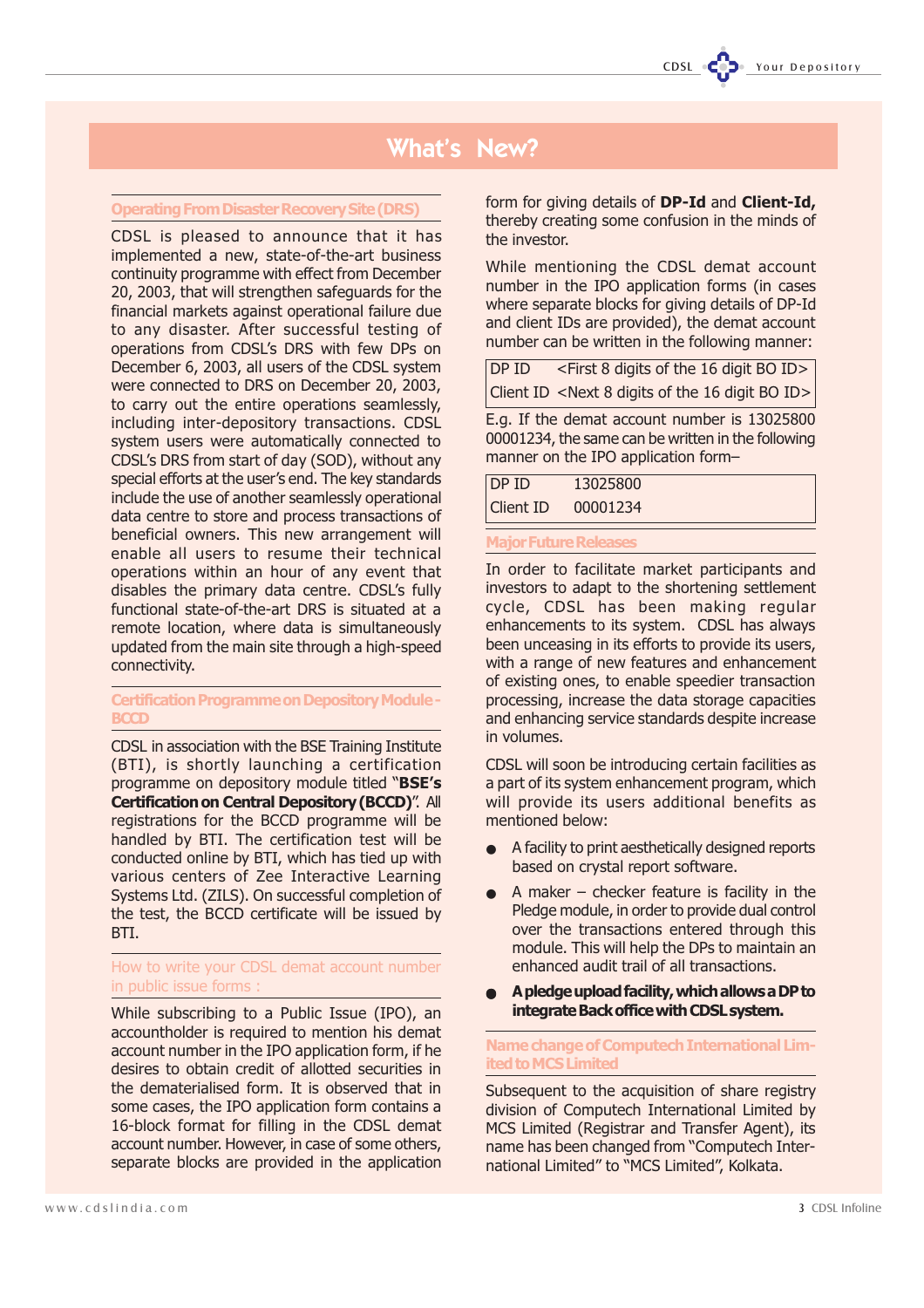# What's New?

## Operating From Disaster Recovery Site (DRS)

CDSL is pleased to announce that it has implemented a new, state-of-the-art business continuity programme with effect from December 20, 2003, that will strengthen safeguards for the financial markets against operational failure due to any disaster. After successful testing of operations from CDSL's DRS with few DPs on December 6, 2003, all users of the CDSL system were connected to DRS on December 20, 2003, to carry out the entire operations seamlessly, including inter-depository transactions. CDSL system users were automatically connected to CDSL's DRS from start of day (SOD), without any special efforts at the user's end. The key standards include the use of another seamlessly operational data centre to store and process transactions of beneficial owners. This new arrangement will enable all users to resume their technical operations within an hour of any event that disables the primary data centre. CDSL's fully functional state-of-the-art DRS is situated at a remote location, where data is simultaneously updated from the main site through a high-speed connectivity.

## Certification Programme on Depository Module - BCCD

CDSL in association with the BSE Training Institute (BTI), is shortly launching a certification programme on depository module titled "**BSE's Certification on Central Depository (BCCD)**". All registrations for the BCCD programme will be handled by BTI. The certification test will be conducted online by BTI, which has tied up with various centers of Zee Interactive Learning Systems Ltd. (ZILS). On successful completion of the test, the BCCD certificate will be issued by BTI.

## How to write your CDSL demat account number in public issue forms :

While subscribing to a Public Issue (IPO), an accountholder is required to mention his demat account number in the IPO application form, if he desires to obtain credit of allotted securities in the dematerialised form. It is observed that in some cases, the IPO application form contains a 16-block format for filling in the CDSL demat account number. However, in case of some others, separate blocks are provided in the application form for giving details of **DP-Id** and **Client-Id,** thereby creating some confusion in the minds of the investor.

While mentioning the CDSL demat account number in the IPO application forms (in cases where separate blocks for giving details of DP-Id and client IDs are provided), the demat account number can be written in the following manner:

| DP ID | <First 8 digits of the 16 digit BO ID> |
|---|---|
| Client ID | <Next 8 digits of the 16 digit BO ID> |

E.g. If the demat account number is 13025800 00001234, the same can be written in the following manner on the IPO application form–

| DP ID | 13025800 |
|---|---|
| Client ID | 00001234 |

## Major Future Releases

In order to facilitate market participants and investors to adapt to the shortening settlement cycle, CDSL has been making regular enhancements to its system. CDSL has always been unceasing in its efforts to provide its users, with a range of new features and enhancement of existing ones, to enable speedier transaction processing, increase the data storage capacities and enhancing service standards despite increase in volumes.

CDSL will soon be introducing certain facilities as a part of its system enhancement program, which will provide its users additional benefits as mentioned below:

- A facility to print aesthetically designed reports based on crystal report software.
- A maker – checker feature is facility in the Pledge module, in order to provide dual control over the transactions entered through this module. This will help the DPs to maintain an enhanced audit trail of all transactions.
- **A pledge upload facility, which allows a DP to integrate Back office with CDSL system.**

## Name change of Computech International Limited to MCS Limited

Subsequent to the acquisition of share registry division of Computech International Limited by MCS Limited (Registrar and Transfer Agent), its name has been changed from "Computech International Limited" to "MCS Limited", Kolkata.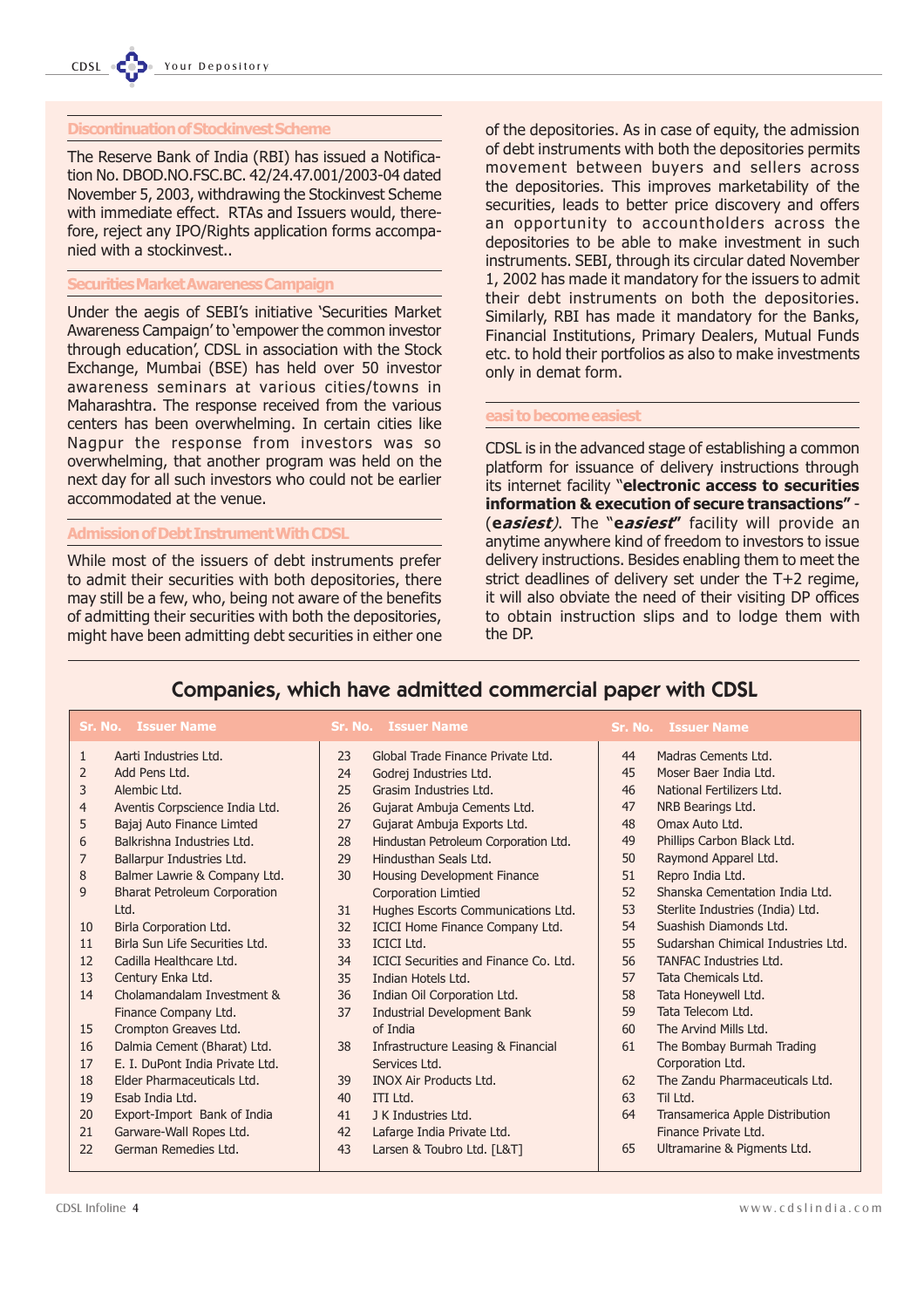## Discontinuation of Stockinvest Scheme

The Reserve Bank of India (RBI) has issued a Notification No. DBOD.NO.FSC.BC. 42/24.47.001/2003-04 dated November 5, 2003, withdrawing the Stockinvest Scheme with immediate effect. RTAs and Issuers would, therefore, reject any IPO/Rights application forms accompanied with a stockinvest..

## Securities Market Awareness Campaign

Under the aegis of SEBI's initiative 'Securities Market Awareness Campaign' to 'empower the common investor through education', CDSL in association with the Stock Exchange, Mumbai (BSE) has held over 50 investor awareness seminars at various cities/towns in Maharashtra. The response received from the various centers has been overwhelming. In certain cities like Nagpur the response from investors was so overwhelming, that another program was held on the next day for all such investors who could not be earlier accommodated at the venue.

## Admission of Debt Instrument With CDSL

While most of the issuers of debt instruments prefer to admit their securities with both depositories, there may still be a few, who, being not aware of the benefits of admitting their securities with both the depositories, might have been admitting debt securities in either one of the depositories. As in case of equity, the admission of debt instruments with both the depositories permits movement between buyers and sellers across the depositories. This improves marketability of the securities, leads to better price discovery and offers an opportunity to accountholders across the depositories to be able to make investment in such instruments. SEBI, through its circular dated November 1, 2002 has made it mandatory for the issuers to admit their debt instruments on both the depositories. Similarly, RBI has made it mandatory for the Banks, Financial Institutions, Primary Dealers, Mutual Funds etc. to hold their portfolios as also to make investments only in demat form.

## easi to become easiest

CDSL is in the advanced stage of establishing a common platform for issuance of delivery instructions through its internet facility **"electronic access to securities information & execution of secure transactions"** - (***easiest***). The **"*easiest*"** facility will provide an anytime anywhere kind of freedom to investors to issue delivery instructions. Besides enabling them to meet the strict deadlines of delivery set under the T+2 regime, it will also obviate the need of their visiting DP offices to obtain instruction slips and to lodge them with the DP.

## Companies, which have admitted commercial paper with CDSL

| Sr. No. | Issuer Name | Sr. No. | Issuer Name | Sr. No. | Issuer Name |
|---|---|---|---|---|---|
| 1 | Aarti Industries Ltd. | 23 | Global Trade Finance Private Ltd. | 44 | Madras Cements Ltd. |
| 2 | Add Pens Ltd. | 24 | Godrej Industries Ltd. | 45 | Moser Baer India Ltd. |
| 3 | Alembic Ltd. | 25 | Grasim Industries Ltd. | 46 | National Fertilizers Ltd. |
| 4 | Aventis Corpscience India Ltd. | 26 | Gujarat Ambuja Cements Ltd. | 47 | NRB Bearings Ltd. |
| 5 | Bajaj Auto Finance Limted | 27 | Gujarat Ambuja Exports Ltd. | 48 | Omax Auto Ltd. |
| 6 | Balkrishna Industries Ltd. | 28 | Hindustan Petroleum Corporation Ltd. | 49 | Phillips Carbon Black Ltd. |
| 7 | Ballarpur Industries Ltd. | 29 | Hindusthan Seals Ltd. | 50 | Raymond Apparel Ltd. |
| 8 | Balmer Lawrie & Company Ltd. | 30 | Housing Development Finance Corporation Limtied | 51 | Repro India Ltd. |
| 9 | Bharat Petroleum Corporation Ltd. | 31 | Hughes Escorts Communications Ltd. | 52 | Shanska Cementation India Ltd. |
| 10 | Birla Corporation Ltd. | 32 | ICICI Home Finance Company Ltd. | 53 | Sterlite Industries (India) Ltd. |
| 11 | Birla Sun Life Securities Ltd. | 33 | ICICI Ltd. | 54 | Suashish Diamonds Ltd. |
| 12 | Cadilla Healthcare Ltd. | 34 | ICICI Securities and Finance Co. Ltd. | 55 | Sudarshan Chimical Industries Ltd. |
| 13 | Century Enka Ltd. | 35 | Indian Hotels Ltd. | 56 | TANFAC Industries Ltd. |
| 14 | Cholamandalam Investment & Finance Company Ltd. | 36 | Indian Oil Corporation Ltd. | 57 | Tata Chemicals Ltd. |
| 15 | Crompton Greaves Ltd. | 37 | Industrial Development Bank of India | 58 | Tata Honeywell Ltd. |
| 16 | Dalmia Cement (Bharat) Ltd. | 38 | Infrastructure Leasing & Financial Services Ltd. | 59 | Tata Telecom Ltd. |
| 17 | E. I. DuPont India Private Ltd. | 39 | INOX Air Products Ltd. | 60 | The Arvind Mills Ltd. |
| 18 | Elder Pharmaceuticals Ltd. | 40 | ITI Ltd. | 61 | The Bombay Burmah Trading Corporation Ltd. |
| 19 | Esab India Ltd. | 41 | J K Industries Ltd. | 62 | The Zandu Pharmaceuticals Ltd. |
| 20 | Export-Import Bank of India | 42 | Lafarge India Private Ltd. | 63 | Til Ltd. |
| 21 | Garware-Wall Ropes Ltd. | 43 | Larsen & Toubro Ltd. [L&T] | 64 | Transamerica Apple Distribution Finance Private Ltd. |
| 22 | German Remedies Ltd. | | | 65 | Ultramarine & Pigments Ltd. |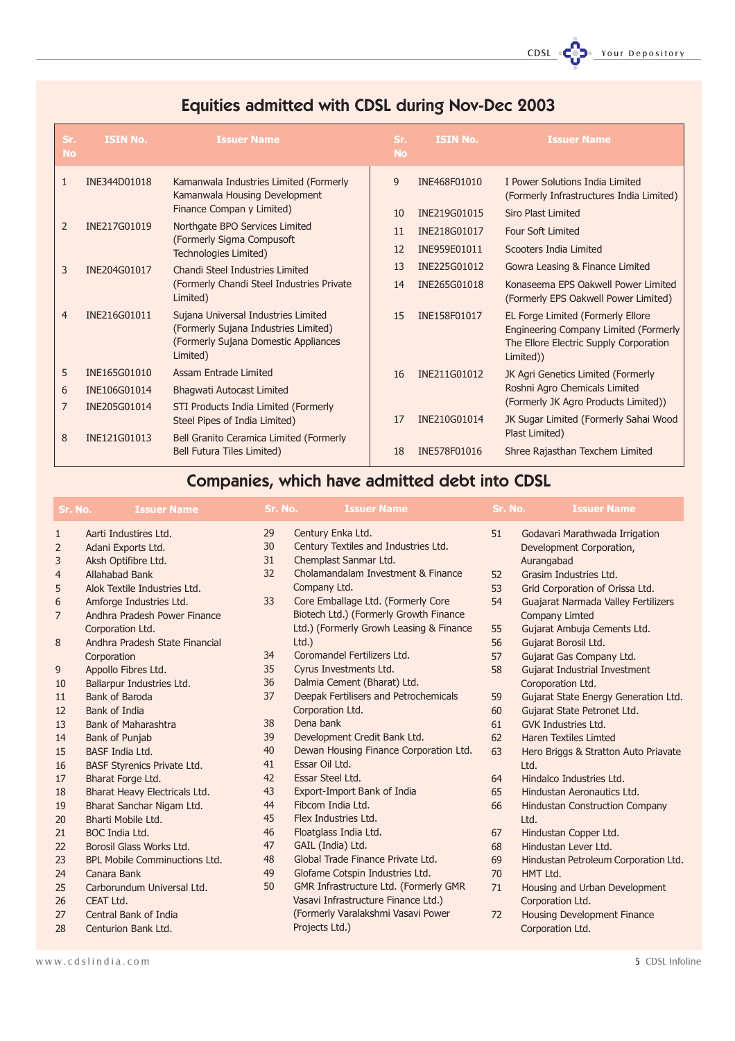## Equities admitted with CDSL during Nov-Dec 2003

| Sr. No | ISIN No. | Issuer Name |
|---|---|---|
| 1 | INE344D01018 | Kamanwala Industries Limited (Formerly Kamanwala Housing Development Finance Compan y Limited) |
| 2 | INE217G01019 | Northgate BPO Services Limited (Formerly Sigma Compusoft Technologies Limited) |
| 3 | INE204G01017 | Chandi Steel Industries Limited (Formerly Chandi Steel Industries Private Limited) |
| 4 | INE216G01011 | Sujana Universal Industries Limited (Formerly Sujana Industries Limited) (Formerly Sujana Domestic Appliances Limited) |
| 5 | INE165G01010 | Assam Entrade Limited |
| 6 | INE106G01014 | Bhagwati Autocast Limited |
| 7 | INE205G01014 | STI Products India Limited (Formerly Steel Pipes of India Limited) |
| 8 | INE121G01013 | Bell Granito Ceramica Limited (Formerly Bell Futura Tiles Limited) |
| 9 | INE468F01010 | I Power Solutions India Limited (Formerly Infrastructures India Limited) |
| 10 | INE219G01015 | Siro Plast Limited |
| 11 | INE218G01017 | Four Soft Limited |
| 12 | INE959E01011 | Scooters India Limited |
| 13 | INE225G01012 | Gowra Leasing & Finance Limited |
| 14 | INE265G01018 | Konaseema EPS Oakwell Power Limited (Formerly EPS Oakwell Power Limited) |
| 15 | INE158F01017 | EL Forge Limited (Formerly Ellore Engineering Company Limited (Formerly The Ellore Electric Supply Corporation Limited)) |
| 16 | INE211G01012 | JK Agri Genetics Limited (Formerly Roshni Agro Chemicals Limited (Formerly JK Agro Products Limited)) |
| 17 | INE210G01014 | JK Sugar Limited (Formerly Sahai Wood Plast Limited) |
| 18 | INE578F01016 | Shree Rajasthan Texchem Limited |

## Companies, which have admitted debt into CDSL

| Sr. No. | Issuer Name |
|---|---|
| 1 | Aarti Industires Ltd. |
| 2 | Adani Exports Ltd. |
| 3 | Aksh Optifibre Ltd. |
| 4 | Allahabad Bank |
| 5 | Alok Textile Industries Ltd. |
| 6 | Amforge Industries Ltd. |
| 7 | Andhra Pradesh Power Finance Corporation Ltd. |
| 8 | Andhra Pradesh State Financial Corporation |
| 9 | Appollo Fibres Ltd. |
| 10 | Ballarpur Industries Ltd. |
| 11 | Bank of Baroda |
| 12 | Bank of India |
| 13 | Bank of Maharashtra |
| 14 | Bank of Punjab |
| 15 | BASF India Ltd. |
| 16 | BASF Styrenics Private Ltd. |
| 17 | Bharat Forge Ltd. |
| 18 | Bharat Heavy Electricals Ltd. |
| 19 | Bharat Sanchar Nigam Ltd. |
| 20 | Bharti Mobile Ltd. |
| 21 | BOC India Ltd. |
| 22 | Borosil Glass Works Ltd. |
| 23 | BPL Mobile Comminuctions Ltd. |
| 24 | Canara Bank |
| 25 | Carborundum Universal Ltd. |
| 26 | CEAT Ltd. |
| 27 | Central Bank of India |
| 28 | Centurion Bank Ltd. |
| 29 | Century Enka Ltd. |
| 30 | Century Textiles and Industries Ltd. |
| 31 | Chemplast Sanmar Ltd. |
| 32 | Cholamandalam Investment & Finance Company Ltd. |
| 33 | Core Emballage Ltd. (Formerly Core Biotech Ltd.) (Formerly Growth Finance Ltd.) (Formerly Growh Leasing & Finance Ltd.) |
| 34 | Coromandel Fertilizers Ltd. |
| 35 | Cyrus Investments Ltd. |
| 36 | Dalmia Cement (Bharat) Ltd. |
| 37 | Deepak Fertilisers and Petrochemicals Corporation Ltd. |
| 38 | Dena bank |
| 39 | Development Credit Bank Ltd. |
| 40 | Dewan Housing Finance Corporation Ltd. |
| 41 | Essar Oil Ltd. |
| 42 | Essar Steel Ltd. |
| 43 | Export-Import Bank of India |
| 44 | Fibcom India Ltd. |
| 45 | Flex Industries Ltd. |
| 46 | Floatglass India Ltd. |
| 47 | GAIL (India) Ltd. |
| 48 | Global Trade Finance Private Ltd. |
| 49 | Glofame Cotspin Industries Ltd. |
| 50 | GMR Infrastructure Ltd. (Formerly GMR Vasavi Infrastructure Finance Ltd.) (Formerly Varalakshmi Vasavi Power Projects Ltd.) |
| 51 | Godavari Marathwada Irrigation Development Corporation, Aurangabad |
| 52 | Grasim Industries Ltd. |
| 53 | Grid Corporation of Orissa Ltd. |
| 54 | Guajarat Narmada Valley Fertilizers Company Limted |
| 55 | Gujarat Ambuja Cements Ltd. |
| 56 | Gujarat Borosil Ltd. |
| 57 | Gujarat Gas Company Ltd. |
| 58 | Gujarat Industrial Investment Coroporation Ltd. |
| 59 | Gujarat State Energy Generation Ltd. |
| 60 | Gujarat State Petronet Ltd. |
| 61 | GVK Industries Ltd. |
| 62 | Haren Textiles Limted |
| 63 | Hero Briggs & Stratton Auto Priavate Ltd. |
| 64 | Hindalco Industries Ltd. |
| 65 | Hindustan Aeronautics Ltd. |
| 66 | Hindustan Construction Company Ltd. |
| 67 | Hindustan Copper Ltd. |
| 68 | Hindustan Lever Ltd. |
| 69 | Hindustan Petroleum Corporation Ltd. |
| 70 | HMT Ltd. |
| 71 | Housing and Urban Development Corporation Ltd. |
| 72 | Housing Development Finance Corporation Ltd. |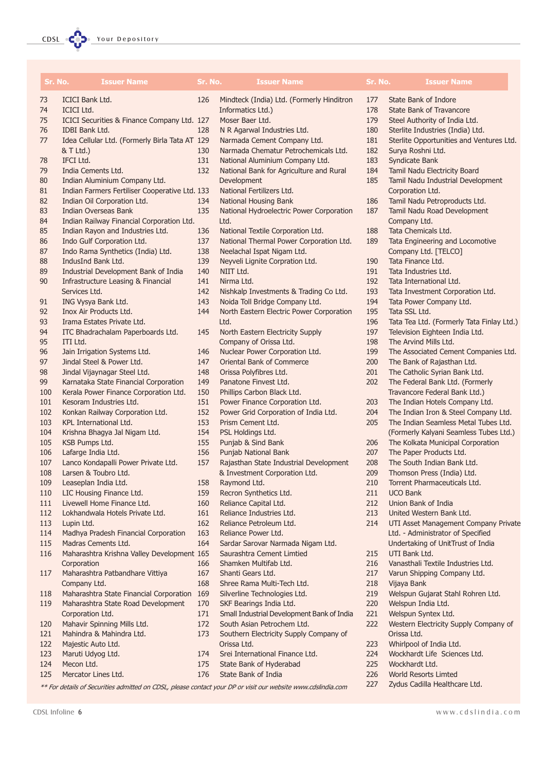| Sr. No. | Issuer Name |
|---|---|
| 73 | ICICI Bank Ltd. |
| 74 | ICICI Ltd. |
| 75 | ICICI Securities & Finance Company Ltd. |
| 76 | IDBI Bank Ltd. |
| 77 | Idea Cellular Ltd. (Formerly Birla Tata AT & T Ltd.) |
| 78 | IFCI Ltd. |
| 79 | India Cements Ltd. |
| 80 | Indian Aluminium Company Ltd. |
| 81 | Indian Farmers Fertiliser Cooperative Ltd. |
| 82 | Indian Oil Corporation Ltd. |
| 83 | Indian Overseas Bank |
| 84 | Indian Railway Financial Corporation Ltd. |
| 85 | Indian Rayon and Industries Ltd. |
| 86 | Indo Gulf Corporation Ltd. |
| 87 | Indo Rama Synthetics (India) Ltd. |
| 88 | IndusInd Bank Ltd. |
| 89 | Industrial Development Bank of India |
| 90 | Infrastructure Leasing & Financial Services Ltd. |
| 91 | ING Vysya Bank Ltd. |
| 92 | Inox Air Products Ltd. |
| 93 | Irama Estates Private Ltd. |
| 94 | ITC Bhadrachalam Paperboards Ltd. |
| 95 | ITI Ltd. |
| 96 | Jain Irrigation Systems Ltd. |
| 97 | Jindal Steel & Power Ltd. |
| 98 | Jindal Vijaynagar Steel Ltd. |
| 99 | Karnataka State Financial Corporation |
| 100 | Kerala Power Finance Corporation Ltd. |
| 101 | Kesoram Industries Ltd. |
| 102 | Konkan Railway Corporation Ltd. |
| 103 | KPL International Ltd. |
| 104 | Krishna Bhagya Jal Nigam Ltd. |
| 105 | KSB Pumps Ltd. |
| 106 | Lafarge India Ltd. |
| 107 | Lanco Kondapalli Power Private Ltd. |
| 108 | Larsen & Toubro Ltd. |
| 109 | Leaseplan India Ltd. |
| 110 | LIC Housing Finance Ltd. |
| 111 | Livewell Home Finance Ltd. |
| 112 | Lokhandwala Hotels Private Ltd. |
| 113 | Lupin Ltd. |
| 114 | Madhya Pradesh Financial Corporation |
| 115 | Madras Cements Ltd. |
| 116 | Maharashtra Krishna Valley Development Corporation |
| 117 | Maharashtra Patbandhare Vittiya Company Ltd. |
| 118 | Maharashtra State Financial Corporation |
| 119 | Maharashtra State Road Development Corporation Ltd. |
| 120 | Mahavir Spinning Mills Ltd. |
| 121 | Mahindra & Mahindra Ltd. |
| 122 | Majestic Auto Ltd. |
| 123 | Maruti Udyog Ltd. |
| 124 | Mecon Ltd. |
| 125 | Mercator Lines Ltd. |
| 126 | Mindteck (India) Ltd. (Formerly Hinditron Informatics Ltd.) |
| 127 | Moser Baer Ltd. |
| 128 | N R Agarwal Industries Ltd. |
| 129 | Narmada Cement Company Ltd. |
| 130 | Narmada Chematur Petrochemicals Ltd. |
| 131 | National Aluminium Company Ltd. |
| 132 | National Bank for Agriculture and Rural Development |
| 133 | National Fertilizers Ltd. |
| 134 | National Housing Bank |
| 135 | National Hydroelectric Power Corporation Ltd. |
| 136 | National Textile Corporation Ltd. |
| 137 | National Thermal Power Corporation Ltd. |
| 138 | Neelachal Ispat Nigam Ltd. |
| 139 | Neyveli Lignite Corpration Ltd. |
| 140 | NIIT Ltd. |
| 141 | Nirma Ltd. |
| 142 | Nishkalp Investments & Trading Co Ltd. |
| 143 | Noida Toll Bridge Company Ltd. |
| 144 | North Eastern Electric Power Corporation Ltd. |
| 145 | North Eastern Electricity Supply Company of Orissa Ltd. |
| 146 | Nuclear Power Corporation Ltd. |
| 147 | Oriental Bank of Commerce |
| 148 | Orissa Polyfibres Ltd. |
| 149 | Panatone Finvest Ltd. |
| 150 | Phillips Carbon Black Ltd. |
| 151 | Power Finance Corporation Ltd. |
| 152 | Power Grid Corporation of India Ltd. |
| 153 | Prism Cement Ltd. |
| 154 | PSL Holdings Ltd. |
| 155 | Punjab & Sind Bank |
| 156 | Punjab National Bank |
| 157 | Rajasthan State Industrial Development & Investment Corporation Ltd. |
| 158 | Raymond Ltd. |
| 159 | Recron Synthetics Ltd. |
| 160 | Reliance Capital Ltd. |
| 161 | Reliance Industries Ltd. |
| 162 | Reliance Petroleum Ltd. |
| 163 | Reliance Power Ltd. |
| 164 | Sardar Sarovar Narmada Nigam Ltd. |
| 165 | Saurashtra Cement Limtied |
| 166 | Shamken Multifab Ltd. |
| 167 | Shanti Gears Ltd. |
| 168 | Shree Rama Multi-Tech Ltd. |
| 169 | Silverline Technologies Ltd. |
| 170 | SKF Bearings India Ltd. |
| 171 | Small Industrial Development Bank of India |
| 172 | South Asian Petrochem Ltd. |
| 173 | Southern Electricity Supply Company of Orissa Ltd. |
| 174 | Srei International Finance Ltd. |
| 175 | State Bank of Hyderabad |
| 176 | State Bank of India |
| 177 | State Bank of Indore |
| 178 | State Bank of Travancore |
| 179 | Steel Authority of India Ltd. |
| 180 | Sterlite Industries (India) Ltd. |
| 181 | Sterlite Opportunities and Ventures Ltd. |
| 182 | Surya Roshni Ltd. |
| 183 | Syndicate Bank |
| 184 | Tamil Nadu Electricity Board |
| 185 | Tamil Nadu Industrial Development Corporation Ltd. |
| 186 | Tamil Nadu Petroproducts Ltd. |
| 187 | Tamil Nadu Road Development Company Ltd. |
| 188 | Tata Chemicals Ltd. |
| 189 | Tata Engineering and Locomotive Company Ltd. [TELCO] |
| 190 | Tata Finance Ltd. |
| 191 | Tata Industries Ltd. |
| 192 | Tata International Ltd. |
| 193 | Tata Investment Corporation Ltd. |
| 194 | Tata Power Company Ltd. |
| 195 | Tata SSL Ltd. |
| 196 | Tata Tea Ltd. (Formerly Tata Finlay Ltd.) |
| 197 | Television Eighteen India Ltd. |
| 198 | The Arvind Mills Ltd. |
| 199 | The Associated Cement Companies Ltd. |
| 200 | The Bank of Rajasthan Ltd. |
| 201 | The Catholic Syrian Bank Ltd. |
| 202 | The Federal Bank Ltd. (Formerly Travancore Federal Bank Ltd.) |
| 203 | The Indian Hotels Company Ltd. |
| 204 | The Indian Iron & Steel Company Ltd. |
| 205 | The Indian Seamless Metal Tubes Ltd. (Formerly Kalyani Seamless Tubes Ltd.) |
| 206 | The Kolkata Municipal Corporation |
| 207 | The Paper Products Ltd. |
| 208 | The South Indian Bank Ltd. |
| 209 | Thomson Press (India) Ltd. |
| 210 | Torrent Pharmaceuticals Ltd. |
| 211 | UCO Bank |
| 212 | Union Bank of India |
| 213 | United Western Bank Ltd. |
| 214 | UTI Asset Management Company Private Ltd. - Administrator of Specified Undertaking of UnitTrust of India |
| 215 | UTI Bank Ltd. |
| 216 | Vanasthali Textile Industries Ltd. |
| 217 | Varun Shipping Company Ltd. |
| 218 | Vijaya Bank |
| 219 | Welspun Gujarat Stahl Rohren Ltd. |
| 220 | Welspun India Ltd. |
| 221 | Welspun Syntex Ltd. |
| 222 | Western Electricity Supply Company of Orissa Ltd. |
| 223 | Whirlpool of India Ltd. |
| 224 | Wockhardt Life Sciences Ltd. |
| 225 | Wockhardt Ltd. |
| 226 | World Resorts Limted |
| 227 | Zydus Cadilla Healthcare Ltd. |

*** For details of Securities admitted on CDSL, please contact your DP or visit our website www.cdslindia.com*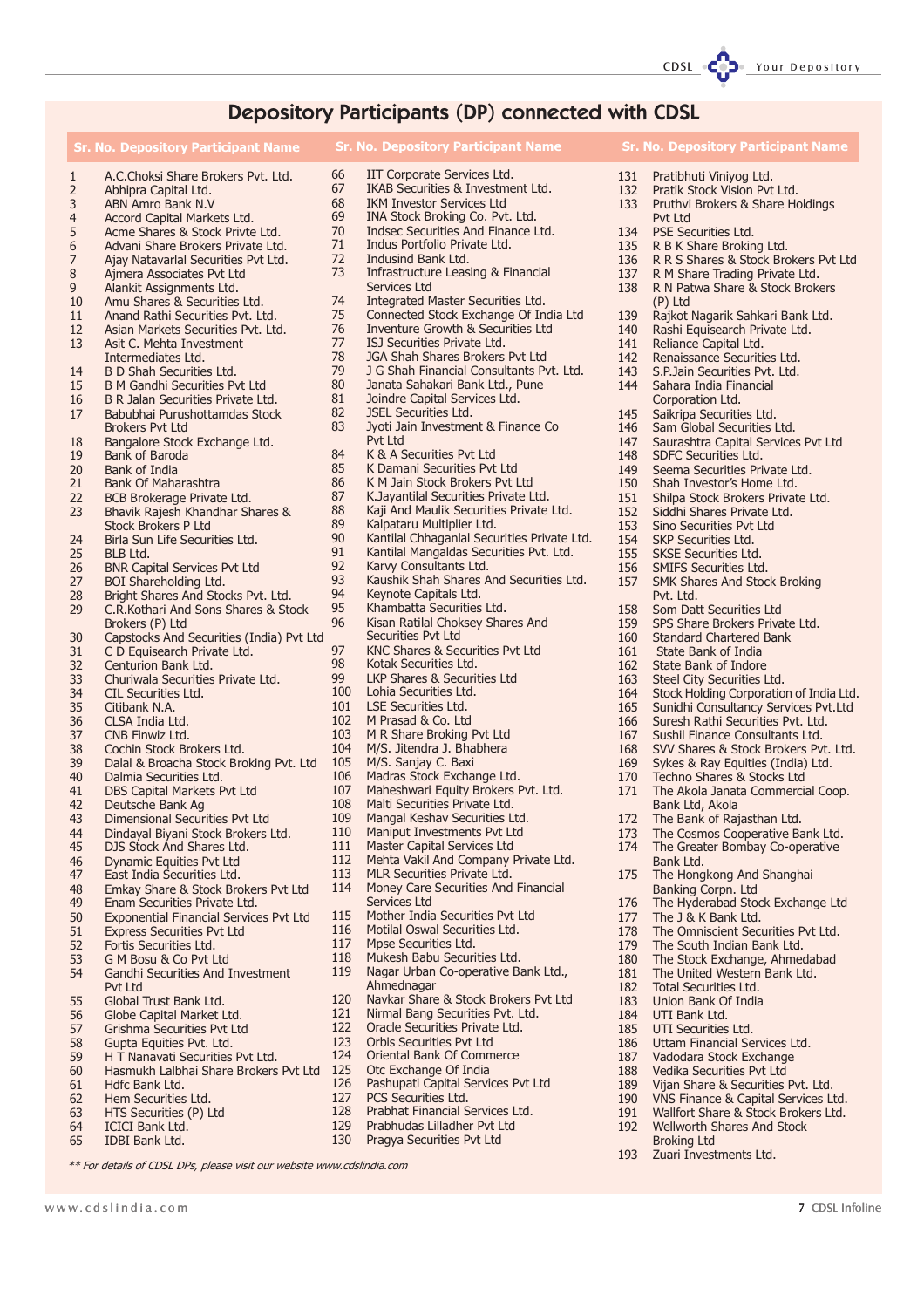# Depository Participants (DP) connected with CDSL

| Sr. No. | Depository Participant Name |
|---|---|
| 1 | A.C.Choksi Share Brokers Pvt. Ltd. |
| 2 | Abhipra Capital Ltd. |
| 3 | ABN Amro Bank N.V |
| 4 | Accord Capital Markets Ltd. |
| 5 | Acme Shares & Stock Privte Ltd. |
| 6 | Advani Share Brokers Private Ltd. |
| 7 | Ajay Natavarlal Securities Pvt Ltd. |
| 8 | Ajmera Associates Pvt Ltd |
| 9 | Alankit Assignments Ltd. |
| 10 | Amu Shares & Securities Ltd. |
| 11 | Anand Rathi Securities Pvt. Ltd. |
| 12 | Asian Markets Securities Pvt. Ltd. |
| 13 | Asit C. Mehta Investment Intermediates Ltd. |
| 14 | B D Shah Securities Ltd. |
| 15 | B M Gandhi Securities Pvt Ltd |
| 16 | B R Jalan Securities Private Ltd. |
| 17 | Babubhai Purushottamdas Stock Brokers Pvt Ltd |
| 18 | Bangalore Stock Exchange Ltd. |
| 19 | Bank of Baroda |
| 20 | Bank of India |
| 21 | Bank Of Maharashtra |
| 22 | BCB Brokerage Private Ltd. |
| 23 | Bhavik Rajesh Khandhar Shares & Stock Brokers P Ltd |
| 24 | Birla Sun Life Securities Ltd. |
| 25 | BLB Ltd. |
| 26 | BNR Capital Services Pvt Ltd |
| 27 | BOI Shareholding Ltd. |
| 28 | Bright Shares And Stocks Pvt. Ltd. |
| 29 | C.R.Kothari And Sons Shares & Stock Brokers (P) Ltd |
| 30 | Capstocks And Securities (India) Pvt Ltd |
| 31 | C D Equisearch Private Ltd. |
| 32 | Centurion Bank Ltd. |
| 33 | Churiwala Securities Private Ltd. |
| 34 | CIL Securities Ltd. |
| 35 | Citibank N.A. |
| 36 | CLSA India Ltd. |
| 37 | CNB Finwiz Ltd. |
| 38 | Cochin Stock Brokers Ltd. |
| 39 | Dalal & Broacha Stock Broking Pvt. Ltd |
| 40 | Dalmia Securities Ltd. |
| 41 | DBS Capital Markets Pvt Ltd |
| 42 | Deutsche Bank Ag |
| 43 | Dimensional Securities Pvt Ltd |
| 44 | Dindayal Biyani Stock Brokers Ltd. |
| 45 | DJS Stock And Shares Ltd. |
| 46 | Dynamic Equities Pvt Ltd |
| 47 | East India Securities Ltd. |
| 48 | Emkay Share & Stock Brokers Pvt Ltd |
| 49 | Enam Securities Private Ltd. |
| 50 | Exponential Financial Services Pvt Ltd |
| 51 | Express Securities Pvt Ltd |
| 52 | Fortis Securities Ltd. |
| 53 | G M Bosu & Co Pvt Ltd |
| 54 | Gandhi Securities And Investment Pvt Ltd |
| 55 | Global Trust Bank Ltd. |
| 56 | Globe Capital Market Ltd. |
| 57 | Grishma Securities Pvt Ltd |
| 58 | Gupta Equities Pvt. Ltd. |
| 59 | H T Nanavati Securities Pvt Ltd. |
| 60 | Hasmukh Lalbhai Share Brokers Pvt Ltd |
| 61 | Hdfc Bank Ltd. |
| 62 | Hem Securities Ltd. |
| 63 | HTS Securities (P) Ltd |
| 64 | ICICI Bank Ltd. |
| 65 | IDBI Bank Ltd. |
| 66 | IIT Corporate Services Ltd. |
| 67 | IKAB Securities & Investment Ltd. |
| 68 | IKM Investor Services Ltd |
| 69 | INA Stock Broking Co. Pvt. Ltd. |
| 70 | Indsec Securities And Finance Ltd. |
| 71 | Indus Portfolio Private Ltd. |
| 72 | Indusind Bank Ltd. |
| 73 | Infrastructure Leasing & Financial Services Ltd |
| 74 | Integrated Master Securities Ltd. |
| 75 | Connected Stock Exchange Of India Ltd |
| 76 | Inventure Growth & Securities Ltd |
| 77 | ISJ Securities Private Ltd. |
| 78 | JGA Shah Shares Brokers Pvt Ltd |
| 79 | J G Shah Financial Consultants Pvt. Ltd. |
| 80 | Janata Sahakari Bank Ltd., Pune |
| 81 | Joindre Capital Services Ltd. |
| 82 | JSEL Securities Ltd. |
| 83 | Jyoti Jain Investment & Finance Co Pvt Ltd |
| 84 | K & A Securities Pvt Ltd |
| 85 | K Damani Securities Pvt Ltd |
| 86 | K M Jain Stock Brokers Pvt Ltd |
| 87 | K.Jayantilal Securities Private Ltd. |
| 88 | Kaji And Maulik Securities Private Ltd. |
| 89 | Kalpataru Multiplier Ltd. |
| 90 | Kantilal Chhaganlal Securities Private Ltd. |
| 91 | Kantilal Mangaldas Securities Pvt. Ltd. |
| 92 | Karvy Consultants Ltd. |
| 93 | Kaushik Shah Shares And Securities Ltd. |
| 94 | Keynote Capitals Ltd. |
| 95 | Khambatta Securities Ltd. |
| 96 | Kisan Ratilal Choksey Shares And Securities Pvt Ltd |
| 97 | KNC Shares & Securities Pvt Ltd |
| 98 | Kotak Securities Ltd. |
| 99 | LKP Shares & Securities Ltd |
| 100 | Lohia Securities Ltd. |
| 101 | LSE Securities Ltd. |
| 102 | M Prasad & Co. Ltd |
| 103 | M R Share Broking Pvt Ltd |
| 104 | M/S. Jitendra J. Bhabhera |
| 105 | M/S. Sanjay C. Baxi |
| 106 | Madras Stock Exchange Ltd. |
| 107 | Maheshwari Equity Brokers Pvt. Ltd. |
| 108 | Malti Securities Private Ltd. |
| 109 | Mangal Keshav Securities Ltd. |
| 110 | Maniput Investments Pvt Ltd |
| 111 | Master Capital Services Ltd |
| 112 | Mehta Vakil And Company Private Ltd. |
| 113 | MLR Securities Private Ltd. |
| 114 | Money Care Securities And Financial Services Ltd |
| 115 | Mother India Securities Pvt Ltd |
| 116 | Motilal Oswal Securities Ltd. |
| 117 | Mpse Securities Ltd. |
| 118 | Mukesh Babu Securities Ltd. |
| 119 | Nagar Urban Co-operative Bank Ltd., Ahmednagar |
| 120 | Navkar Share & Stock Brokers Pvt Ltd |
| 121 | Nirmal Bang Securities Pvt. Ltd. |
| 122 | Oracle Securities Private Ltd. |
| 123 | Orbis Securities Pvt Ltd |
| 124 | Oriental Bank Of Commerce |
| 125 | Otc Exchange Of India |
| 126 | Pashupati Capital Services Pvt Ltd |
| 127 | PCS Securities Ltd. |
| 128 | Prabhat Financial Services Ltd. |
| 129 | Prabhudas Lilladher Pvt Ltd |
| 130 | Pragya Securities Pvt Ltd |
| 131 | Pratibhuti Viniyog Ltd. |
| 132 | Pratik Stock Vision Pvt Ltd. |
| 133 | Pruthvi Brokers & Share Holdings Pvt Ltd |
| 134 | PSE Securities Ltd. |
| 135 | R B K Share Broking Ltd. |
| 136 | R R S Shares & Stock Brokers Pvt Ltd |
| 137 | R M Share Trading Private Ltd. |
| 138 | R N Patwa Share & Stock Brokers (P) Ltd |
| 139 | Rajkot Nagarik Sahkari Bank Ltd. |
| 140 | Rashi Equisearch Private Ltd. |
| 141 | Reliance Capital Ltd. |
| 142 | Renaissance Securities Ltd. |
| 143 | S.P.Jain Securities Pvt. Ltd. |
| 144 | Sahara India Financial Corporation Ltd. |
| 145 | Saikripa Securities Ltd. |
| 146 | Sam Global Securities Ltd. |
| 147 | Saurashtra Capital Services Pvt Ltd |
| 148 | SDFC Securities Ltd. |
| 149 | Seema Securities Private Ltd. |
| 150 | Shah Investor's Home Ltd. |
| 151 | Shilpa Stock Brokers Private Ltd. |
| 152 | Siddhi Shares Private Ltd. |
| 153 | Sino Securities Pvt Ltd |
| 154 | SKP Securities Ltd. |
| 155 | SKSE Securities Ltd. |
| 156 | SMIFS Securities Ltd. |
| 157 | SMK Shares And Stock Broking Pvt. Ltd. |
| 158 | Som Datt Securities Ltd |
| 159 | SPS Share Brokers Private Ltd. |
| 160 | Standard Chartered Bank |
| 161 | State Bank of India |
| 162 | State Bank of Indore |
| 163 | Steel City Securities Ltd. |
| 164 | Stock Holding Corporation of India Ltd. |
| 165 | Sunidhi Consultancy Services Pvt.Ltd |
| 166 | Suresh Rathi Securities Pvt. Ltd. |
| 167 | Sushil Finance Consultants Ltd. |
| 168 | SVV Shares & Stock Brokers Pvt. Ltd. |
| 169 | Sykes & Ray Equities (India) Ltd. |
| 170 | Techno Shares & Stocks Ltd |
| 171 | The Akola Janata Commercial Coop. Bank Ltd, Akola |
| 172 | The Bank of Rajasthan Ltd. |
| 173 | The Cosmos Cooperative Bank Ltd. |
| 174 | The Greater Bombay Co-operative Bank Ltd. |
| 175 | The Hongkong And Shanghai Banking Corpn. Ltd |
| 176 | The Hyderabad Stock Exchange Ltd |
| 177 | The J & K Bank Ltd. |
| 178 | The Omniscient Securities Pvt Ltd. |
| 179 | The South Indian Bank Ltd. |
| 180 | The Stock Exchange, Ahmedabad |
| 181 | The United Western Bank Ltd. |
| 182 | Total Securities Ltd. |
| 183 | Union Bank Of India |
| 184 | UTI Bank Ltd. |
| 185 | UTI Securities Ltd. |
| 186 | Uttam Financial Services Ltd. |
| 187 | Vadodara Stock Exchange |
| 188 | Vedika Securities Pvt Ltd |
| 189 | Vijan Share & Securities Pvt. Ltd. |
| 190 | VNS Finance & Capital Services Ltd. |
| 191 | Wallfort Share & Stock Brokers Ltd. |
| 192 | Wellworth Shares And Stock Broking Ltd |
| 193 | Zuari Investments Ltd. |

*** For details of CDSL DPs, please visit our website www.cdslindia.com*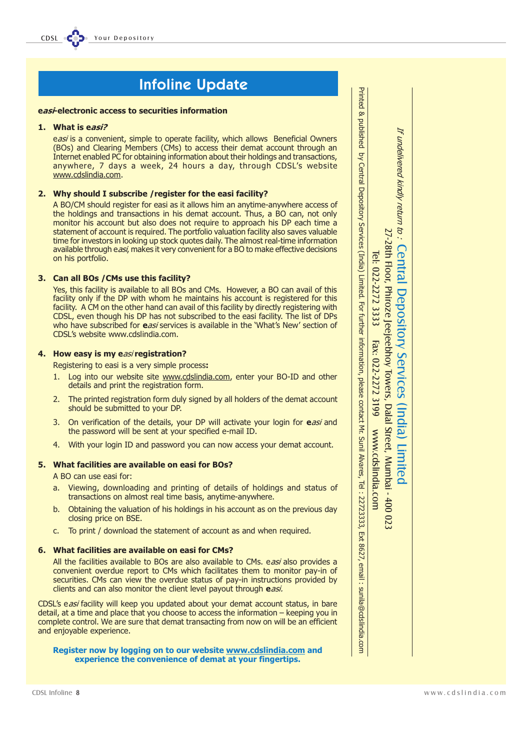## Infoline Update

**e*asi*-electronic access to securities information**

### 1. What is e*asi*?

e*asi* is a convenient, simple to operate facility, which allows Beneficial Owners (BOs) and Clearing Members (CMs) to access their demat account through an Internet enabled PC for obtaining information about their holdings and transactions, anywhere, 7 days a week, 24 hours a day, through CDSL's website www.cdslindia.com.

### 2. Why should I subscribe /register for the easi facility?

A BO/CM should register for easi as it allows him an anytime-anywhere access of the holdings and transactions in his demat account. Thus, a BO can, not only monitor his account but also does not require to approach his DP each time a statement of account is required. The portfolio valuation facility also saves valuable time for investors in looking up stock quotes daily. The almost real-time information available through e*asi*, makes it very convenient for a BO to make effective decisions on his portfolio.

### 3. Can all BOs /CMs use this facility?

Yes, this facility is available to all BOs and CMs. However, a BO can avail of this facility only if the DP with whom he maintains his account is registered for this facility. A CM on the other hand can avail of this facility by directly registering with CDSL, even though his DP has not subscribed to the easi facility. The list of DPs who have subscribed for **e***asi* services is available in the 'What's New' section of CDSL's website www.cdslindia.com.

### 4. How easy is my e*asi* registration?

Registering to easi is a very simple process**:**

1. Log into our website site www.cdslindia.com, enter your BO-ID and other details and print the registration form.
2. The printed registration form duly signed by all holders of the demat account should be submitted to your DP.
3. On verification of the details, your DP will activate your login for **e***asi* and the password will be sent at your specified e-mail ID.
4. With your login ID and password you can now access your demat account.

### 5. What facilities are available on easi for BOs?

A BO can use easi for:

a. Viewing, downloading and printing of details of holdings and status of transactions on almost real time basis, anytime-anywhere.

b. Obtaining the valuation of his holdings in his account as on the previous day closing price on BSE.

c. To print / download the statement of account as and when required.

### 6. What facilities are available on easi for CMs?

All the facilities available to BOs are also available to CMs. e*asi* also provides a convenient overdue report to CMs which facilitates them to monitor pay-in of securities. CMs can view the overdue status of pay-in instructions provided by clients and can also monitor the client level payout through **e***asi.*

CDSL's e*asi* facility will keep you updated about your demat account status, in bare detail, at a time and place that you choose to access the information – keeping you in complete control. We are sure that demat transacting from now on will be an efficient and enjoyable experience.

**Register now by logging on to our website www.cdslindia.com and experience the convenience of demat at your fingertips.**

*If undelivered kindly return to :* Central Depository Services (India) Limited
27-28th Floor, Phiroze Jeejeebhoy Towers, Dalal Street, Mumbai - 400 023
Tel: 022-2272 3333 Fax: 022-2272 3199 www.cdslindia.com

Printed & published by Central Depository Services (India) Limited. For further information, please contact Mr. Sunil Alvares, Tel : 22723333, Ext 8627, email : sunila@cdslindia.com